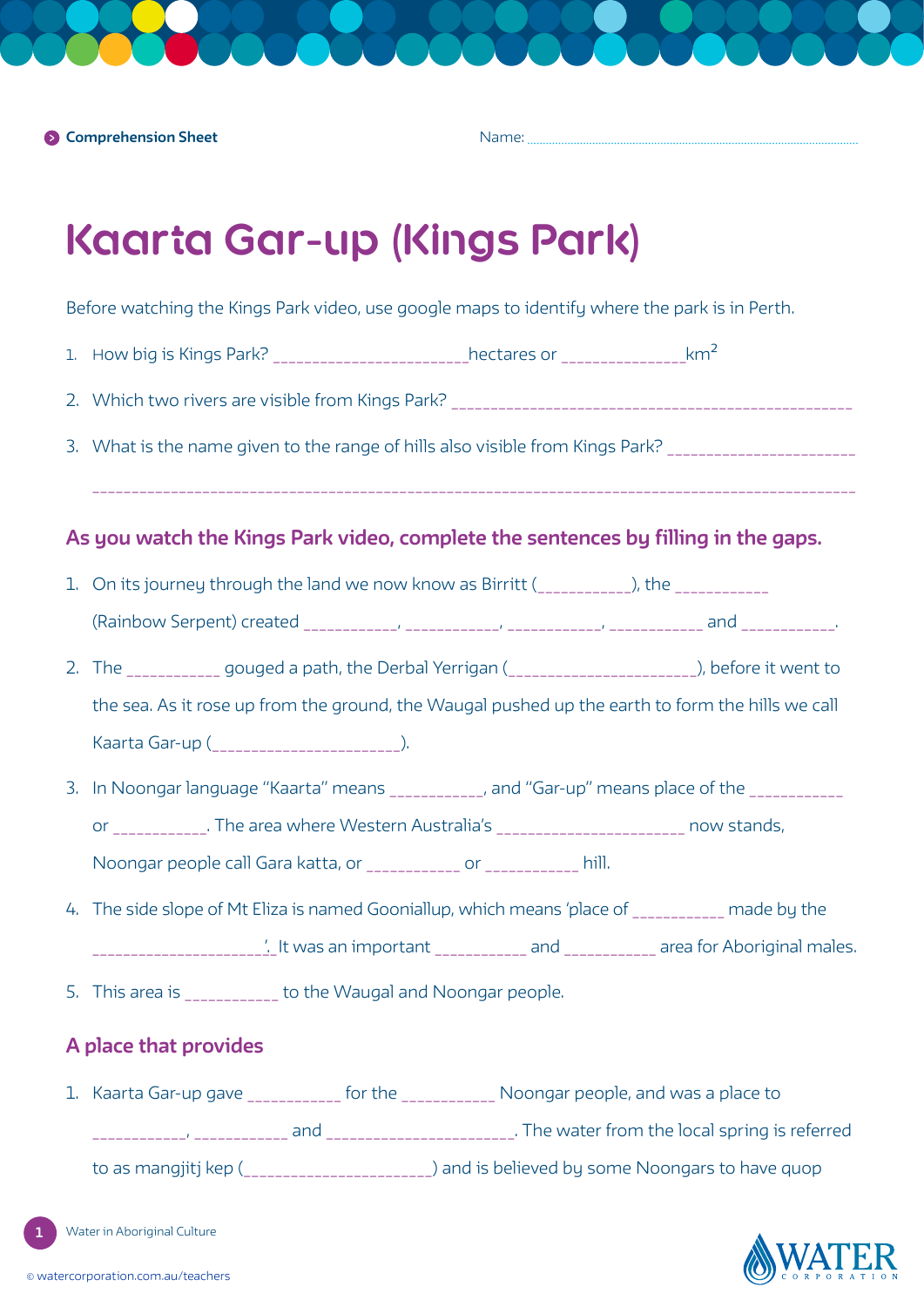Comprehension Sheet

Name: ...............................................................................................

# Kaarta Gar-up (Kings Park)

Before watching the Kings Park video, use google maps to identify where the park is in Perth.

1. How big is Kings Park? ______________________hectares or ______________km$^2$
2. Which two rivers are visible from Kings Park? ______________________________________________
3. What is the name given to the range of hills also visible from Kings Park? _____________________

   _________________________________________________________________________________________

## As you watch the Kings Park video, complete the sentences by filling in the gaps.

1. On its journey through the land we now know as Birritt (___________), the ___________ (Rainbow Serpent) created ___________, ___________, ___________, ___________ and ___________.
2. The ___________ gouged a path, the Derbal Yerrigan (______________________), before it went to the sea. As it rose up from the ground, the Waugal pushed up the earth to form the hills we call Kaarta Gar-up (______________________).
3. In Noongar language "Kaarta" means ___________, and "Gar-up" means place of the ___________ or ___________. The area where Western Australia's ______________________ now stands, Noongar people call Gara katta, or ___________ or ___________ hill.
4. The side slope of Mt Eliza is named Gooniallup, which means 'place of ___________ made by the ____________________'. It was an important ___________ and ___________ area for Aboriginal males.
5. This area is ___________ to the Waugal and Noongar people.

## A place that provides

1. Kaarta Gar-up gave ___________ for the ___________ Noongar people, and was a place to ___________, ___________ and ______________________. The water from the local spring is referred to as mangjitj kep (______________________) and is believed by some Noongars to have quop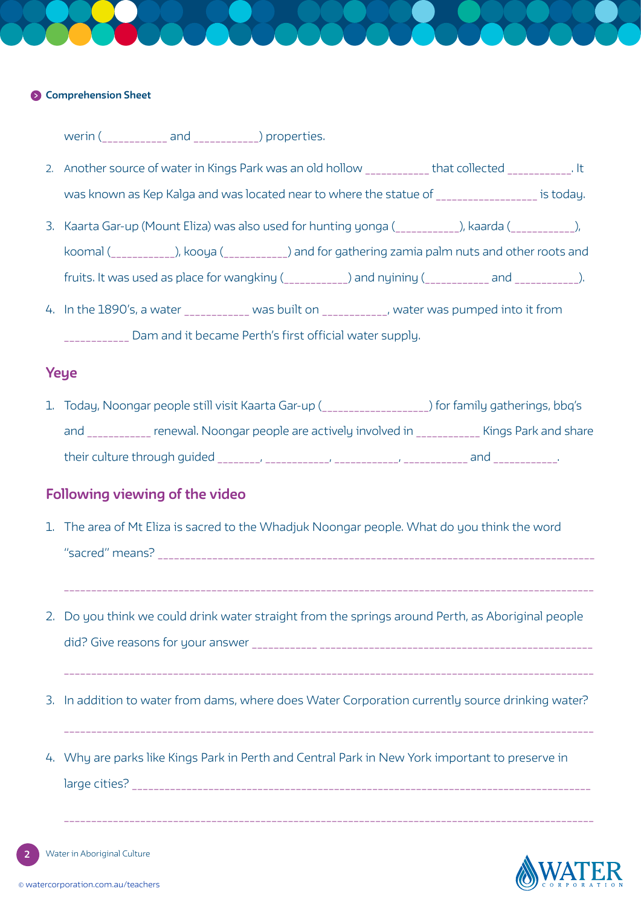**Comprehension Sheet**

werin (___________ and ___________) properties.

2. Another source of water in Kings Park was an old hollow ___________ that collected ___________. It was known as Kep Kalga and was located near to where the statue of _________________ is today.
3. Kaarta Gar-up (Mount Eliza) was also used for hunting yonga (___________), kaarda (___________), koomal (___________), kooya (___________) and for gathering zamia palm nuts and other roots and fruits. It was used as place for wangkiny (___________) and nyininy (___________ and ___________).
4. In the 1890's, a water ___________ was built on ___________, water was pumped into it from ___________ Dam and it became Perth's first official water supply.

## Yeye

1. Today, Noongar people still visit Kaarta Gar-up (__________________) for family gatherings, bbq's and ___________ renewal. Noongar people are actively involved in ___________ Kings Park and share their culture through guided _______, ___________, ___________, ___________ and ___________.

## Following viewing of the video

1. The area of Mt Eliza is sacred to the Whadjuk Noongar people. What do you think the word "sacred" means? ______________________________________________________________________________

   ______________________________________________________________________________________________
2. Do you think we could drink water straight from the springs around Perth, as Aboriginal people did? Give reasons for your answer ___________ ________________________________________________

   ______________________________________________________________________________________________
3. In addition to water from dams, where does Water Corporation currently source drinking water?

   ______________________________________________________________________________________________
4. Why are parks like Kings Park in Perth and Central Park in New York important to preserve in large cities? _____________________________________________________________________________

   ______________________________________________________________________________________________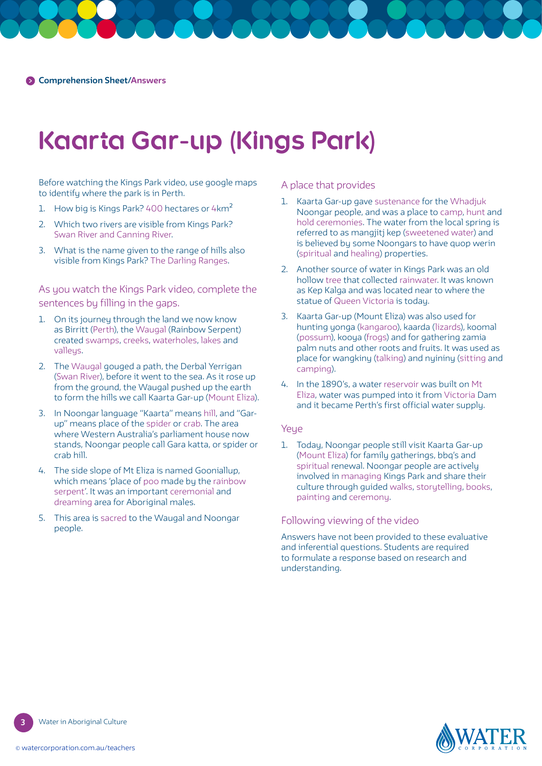**Comprehension Sheet/Answers**

# Kaarta Gar-up (Kings Park)

Before watching the Kings Park video, use google maps to identify where the park is in Perth.

1. How big is Kings Park? 400 hectares or 4km$^2$
2. Which two rivers are visible from Kings Park? Swan River and Canning River.
3. What is the name given to the range of hills also visible from Kings Park? The Darling Ranges.

## As you watch the Kings Park video, complete the sentences by filling in the gaps.

1. On its journey through the land we now know as Birritt (Perth), the Waugal (Rainbow Serpent) created swamps, creeks, waterholes, lakes and valleys.
2. The Waugal gouged a path, the Derbal Yerrigan (Swan River), before it went to the sea. As it rose up from the ground, the Waugal pushed up the earth to form the hills we call Kaarta Gar-up (Mount Eliza).
3. In Noongar language "Kaarta" means hill, and "Gar-up" means place of the spider or crab. The area where Western Australia's parliament house now stands, Noongar people call Gara katta, or spider or crab hill.
4. The side slope of Mt Eliza is named Gooniallup, which means 'place of poo made by the rainbow serpent'. It was an important ceremonial and dreaming area for Aboriginal males.
5. This area is sacred to the Waugal and Noongar people.

## A place that provides

1. Kaarta Gar-up gave sustenance for the Whadjuk Noongar people, and was a place to camp, hunt and hold ceremonies. The water from the local spring is referred to as mangjitj kep (sweetened water) and is believed by some Noongars to have quop werin (spiritual and healing) properties.
2. Another source of water in Kings Park was an old hollow tree that collected rainwater. It was known as Kep Kalga and was located near to where the statue of Queen Victoria is today.
3. Kaarta Gar-up (Mount Eliza) was also used for hunting yonga (kangaroo), kaarda (lizards), koomal (possum), kooya (frogs) and for gathering zamia palm nuts and other roots and fruits. It was used as place for wangkiny (talking) and nyininy (sitting and camping).
4. In the 1890's, a water reservoir was built on Mt Eliza, water was pumped into it from Victoria Dam and it became Perth's first official water supply.

## Yeye

1. Today, Noongar people still visit Kaarta Gar-up (Mount Eliza) for family gatherings, bbq's and spiritual renewal. Noongar people are actively involved in managing Kings Park and share their culture through guided walks, storytelling, books, painting and ceremony.

## Following viewing of the video

Answers have not been provided to these evaluative and inferential questions. Students are required to formulate a response based on research and understanding.